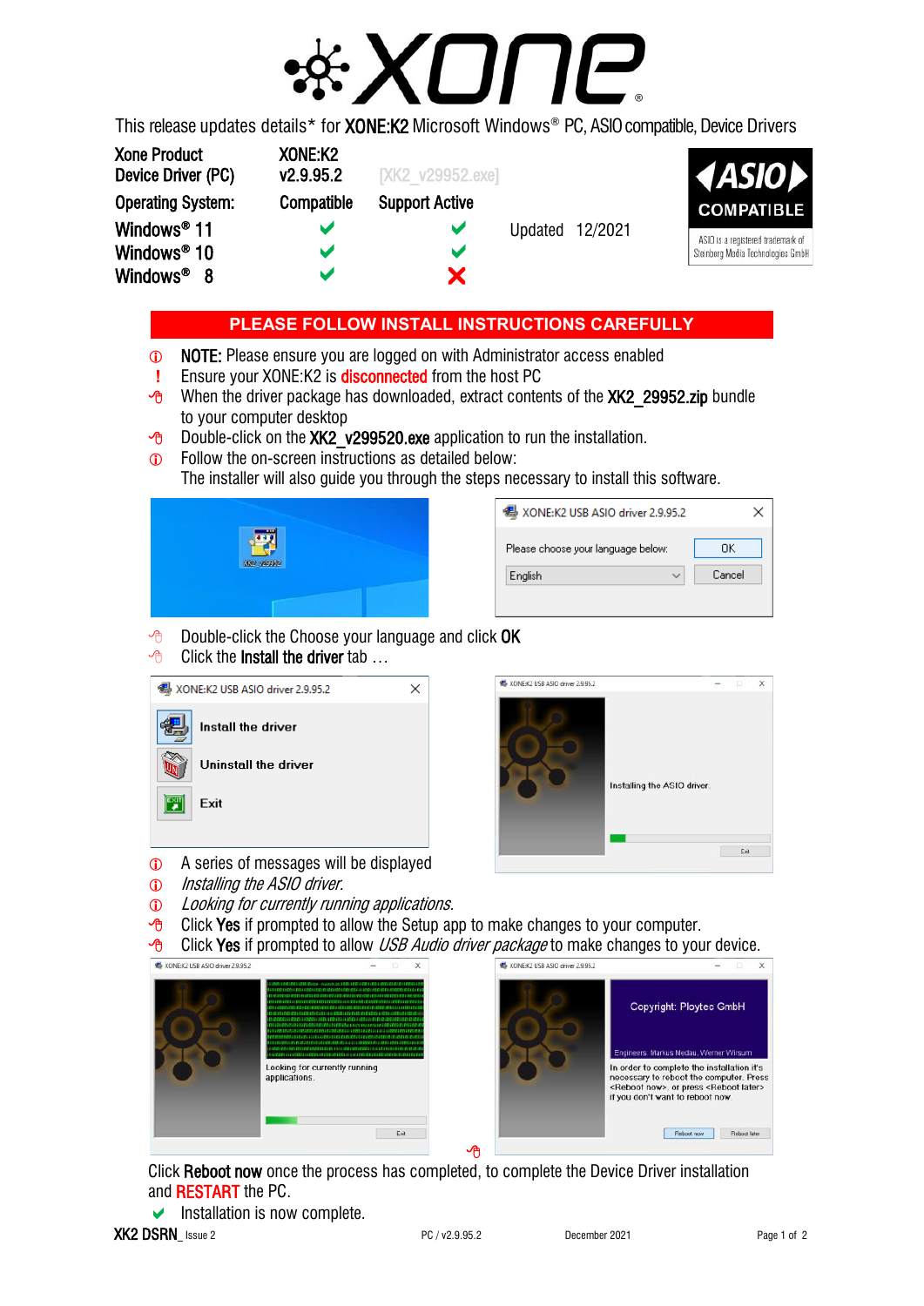# XONE

This release updates details* for **XONE:K2** Microsoft Windows® PC, ASIO compatible, Device Drivers

| Xone Product Device Driver (PC) | XONE:K2 v2.9.95.2 | [XK2_v29952.exe] |
|---|---|---|
| **Operating System:** | **Compatible** | **Support Active** |
| Windows® 11 | ✔ | ✔ |
| Windows® 10 | ✔ | ✔ |
| Windows® 8 | ✔ | ✘ |

Updated 12/2021

ASIO COMPATIBLE

ASIO is a registered trademark of Steinberg Media Technologies GmbH

## PLEASE FOLLOW INSTALL INSTRUCTIONS CAREFULLY

- **NOTE:** Please ensure you are logged on with Administrator access enabled
- Ensure your XONE:K2 is **disconnected** from the host PC
- When the driver package has downloaded, extract contents of the **XK2_29952.zip** bundle to your computer desktop
- Double-click on the **XK2_v299520.exe** application to run the installation.
- Follow the on-screen instructions as detailed below:
  The installer will also guide you through the steps necessary to install this software.

XK2_v29952

XONE:K2 USB ASIO driver 2.9.95.2
Please choose your language below: English — OK / Cancel

- Double-click the Choose your language and click **OK**
- Click the **Install the driver** tab …

XONE:K2 USB ASIO driver 2.9.95.2
- Install the driver
- Uninstall the driver
- Exit

Installing the ASIO driver.

- A series of messages will be displayed
- *Installing the ASIO driver.*
- *Looking for currently running applications.*
- Click **Yes** if prompted to allow the Setup app to make changes to your computer.
- Click **Yes** if prompted to allow *USB Audio driver package* to make changes to your device.

Looking for currently running applications.

Copyright: Ploytec GmbH
Engineers: Markus Medau, Werner Wirsum
In order to complete the installation it's necessary to reboot the computer. Press <Reboot now>, or press <Reboot later> if you don't want to reboot now.
Reboot now / Reboot later

Click **Reboot now** once the process has completed, to complete the Device Driver installation and **RESTART** the PC.

✔ Installation is now complete.

XK2 DSRN_ Issue 2 — PC / v2.9.95.2 — December 2021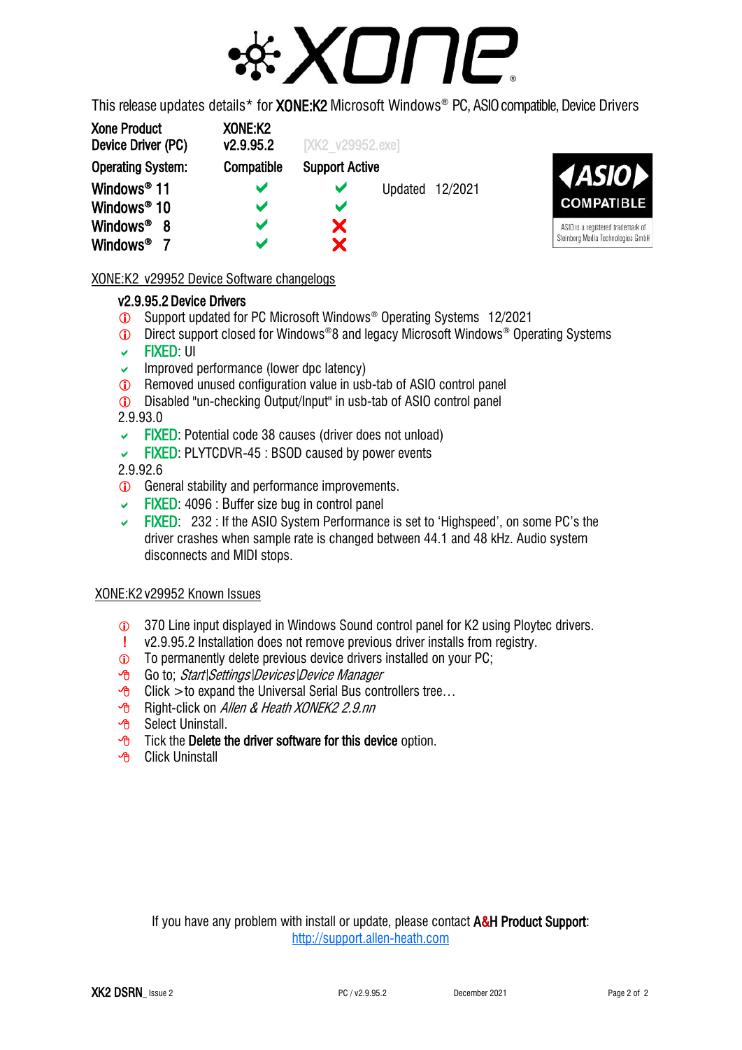# XONE

This release updates details* for **XONE:K2** Microsoft Windows® PC, ASIO compatible, Device Drivers

| | | |
|---|---|---|
| **Xone Product** | **XONE:K2** | |
| **Device Driver (PC)** | **v2.9.95.2** | [XK2_v29952.exe] |

| Operating System: | Compatible | Support Active | |
|---|---|---|---|
| Windows® 11 | ✔ | ✔ | Updated 12/2021 |
| Windows® 10 | ✔ | ✔ | |
| Windows® 8 | ✔ | ✘ | |
| Windows® 7 | ✔ | ✘ | |

ASIO COMPATIBLE

ASIO is a registered trademark of Steinberg Media Technologies GmbH

## XONE:K2 v29952 Device Software changelogs

### v2.9.95.2 Device Drivers

- ⓘ Support updated for PC Microsoft Windows® Operating Systems 12/2021
- ⓘ Direct support closed for Windows®8 and legacy Microsoft Windows® Operating Systems
- ✔ FIXED: UI
- ✔ Improved performance (lower dpc latency)
- ⓘ Removed unused configuration value in usb-tab of ASIO control panel
- ⓘ Disabled "un-checking Output/Input" in usb-tab of ASIO control panel

2.9.93.0

- ✔ FIXED: Potential code 38 causes (driver does not unload)
- ✔ FIXED: PLYTCDVR-45 : BSOD caused by power events

2.9.92.6

- ⓘ General stability and performance improvements.
- ✔ FIXED: 4096 : Buffer size bug in control panel
- ✔ FIXED: 232 : If the ASIO System Performance is set to 'Highspeed', on some PC's the driver crashes when sample rate is changed between 44.1 and 48 kHz. Audio system disconnects and MIDI stops.

## XONE:K2 v29952 Known Issues

- ⓘ 370 Line input displayed in Windows Sound control panel for K2 using Ploytec drivers.
- ! v2.9.95.2 Installation does not remove previous driver installs from registry.
- ⓘ To permanently delete previous device drivers installed on your PC;
- Go to; *Start\Settings\Devices\Device Manager*
- Click >to expand the Universal Serial Bus controllers tree…
- Right-click on *Allen & Heath XONEK2 2.9.nn*
- Select Uninstall.
- Tick the **Delete the driver software for this device** option.
- Click Uninstall

If you have any problem with install or update, please contact **A&H Product Support**:
http://support.allen-heath.com